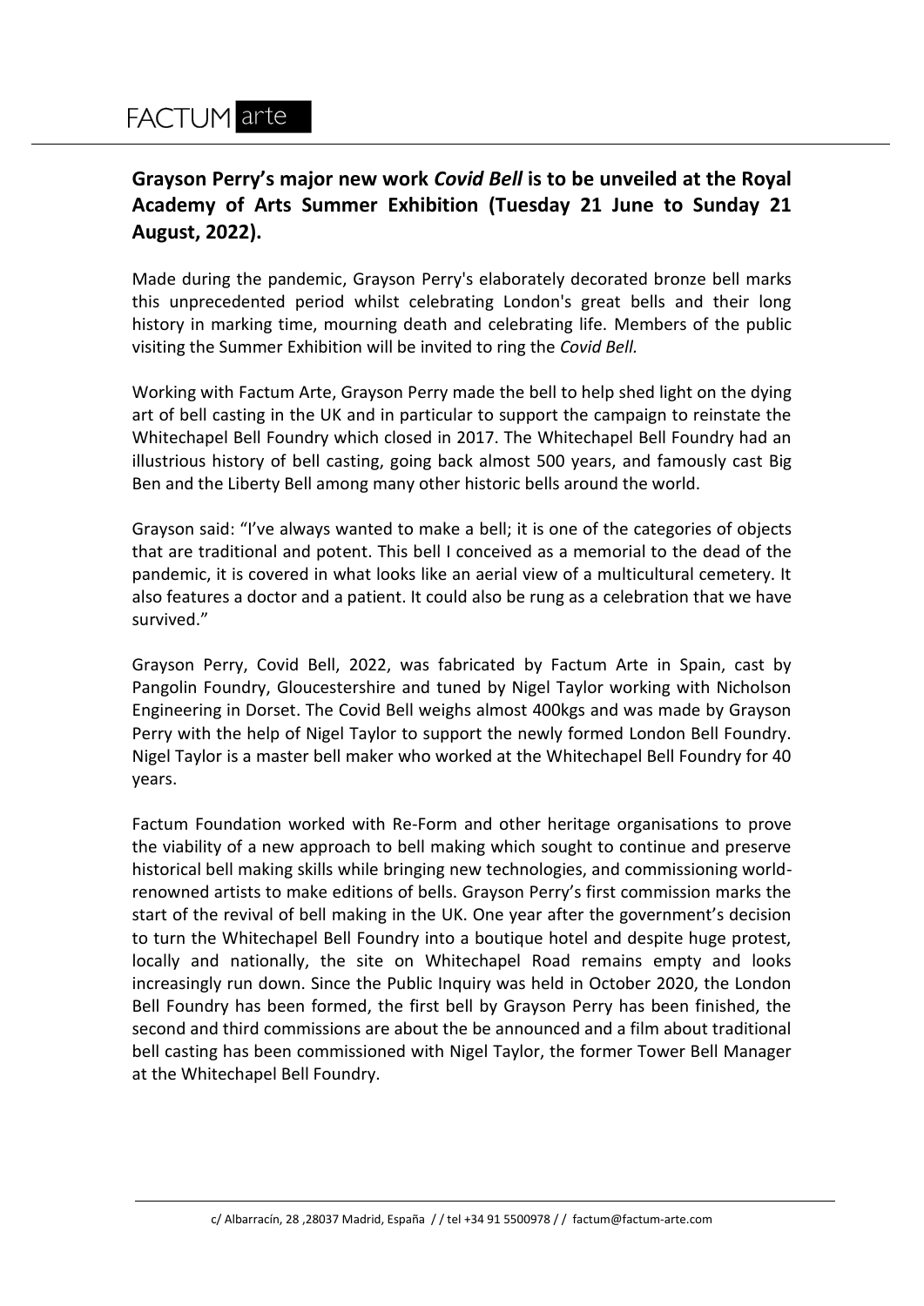# FACTUM arte

## Grayson Perry's major new work *Covid Bell* is to be unveiled at the Royal Academy of Arts Summer Exhibition (Tuesday 21 June to Sunday 21 August, 2022).

Made during the pandemic, Grayson Perry's elaborately decorated bronze bell marks this unprecedented period whilst celebrating London's great bells and their long history in marking time, mourning death and celebrating life. Members of the public visiting the Summer Exhibition will be invited to ring the *Covid Bell*.

Working with Factum Arte, Grayson Perry made the bell to help shed light on the dying art of bell casting in the UK and in particular to support the campaign to reinstate the Whitechapel Bell Foundry which closed in 2017. The Whitechapel Bell Foundry had an illustrious history of bell casting, going back almost 500 years, and famously cast Big Ben and the Liberty Bell among many other historic bells around the world.

Grayson said: "I've always wanted to make a bell; it is one of the categories of objects that are traditional and potent. This bell I conceived as a memorial to the dead of the pandemic, it is covered in what looks like an aerial view of a multicultural cemetery. It also features a doctor and a patient. It could also be rung as a celebration that we have survived."

Grayson Perry, Covid Bell, 2022, was fabricated by Factum Arte in Spain, cast by Pangolin Foundry, Gloucestershire and tuned by Nigel Taylor working with Nicholson Engineering in Dorset. The Covid Bell weighs almost 400kgs and was made by Grayson Perry with the help of Nigel Taylor to support the newly formed London Bell Foundry. Nigel Taylor is a master bell maker who worked at the Whitechapel Bell Foundry for 40 years.

Factum Foundation worked with Re-Form and other heritage organisations to prove the viability of a new approach to bell making which sought to continue and preserve historical bell making skills while bringing new technologies, and commissioning world-renowned artists to make editions of bells. Grayson Perry's first commission marks the start of the revival of bell making in the UK. One year after the government's decision to turn the Whitechapel Bell Foundry into a boutique hotel and despite huge protest, locally and nationally, the site on Whitechapel Road remains empty and looks increasingly run down. Since the Public Inquiry was held in October 2020, the London Bell Foundry has been formed, the first bell by Grayson Perry has been finished, the second and third commissions are about the be announced and a film about traditional bell casting has been commissioned with Nigel Taylor, the former Tower Bell Manager at the Whitechapel Bell Foundry.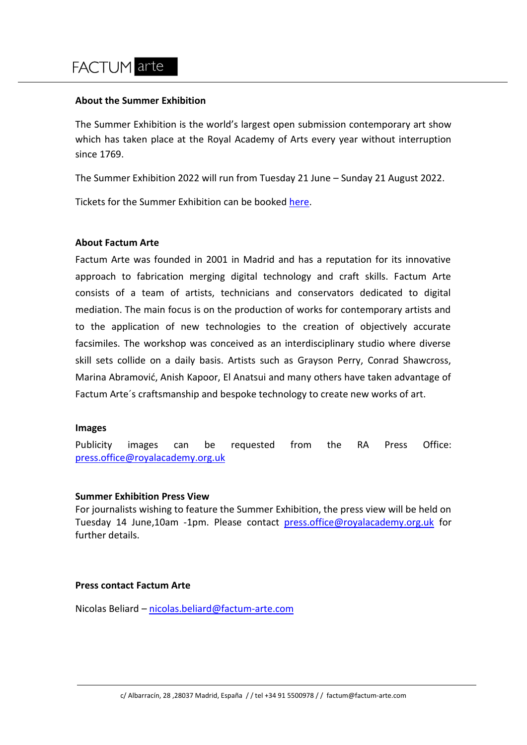### About the Summer Exhibition

The Summer Exhibition is the world's largest open submission contemporary art show which has taken place at the Royal Academy of Arts every year without interruption since 1769.

The Summer Exhibition 2022 will run from Tuesday 21 June – Sunday 21 August 2022.

Tickets for the Summer Exhibition can be booked here.

### About Factum Arte

Factum Arte was founded in 2001 in Madrid and has a reputation for its innovative approach to fabrication merging digital technology and craft skills. Factum Arte consists of a team of artists, technicians and conservators dedicated to digital mediation. The main focus is on the production of works for contemporary artists and to the application of new technologies to the creation of objectively accurate facsimiles. The workshop was conceived as an interdisciplinary studio where diverse skill sets collide on a daily basis. Artists such as Grayson Perry, Conrad Shawcross, Marina Abramović, Anish Kapoor, El Anatsui and many others have taken advantage of Factum Arte´s craftsmanship and bespoke technology to create new works of art.

### Images

Publicity images can be requested from the RA Press Office: press.office@royalacademy.org.uk

### Summer Exhibition Press View

For journalists wishing to feature the Summer Exhibition, the press view will be held on Tuesday 14 June,10am -1pm. Please contact press.office@royalacademy.org.uk for further details.

### Press contact Factum Arte

Nicolas Beliard – nicolas.beliard@factum-arte.com

c/ Albarracín, 28 ,28037 Madrid, España / / tel +34 91 5500978 / / factum@factum-arte.com